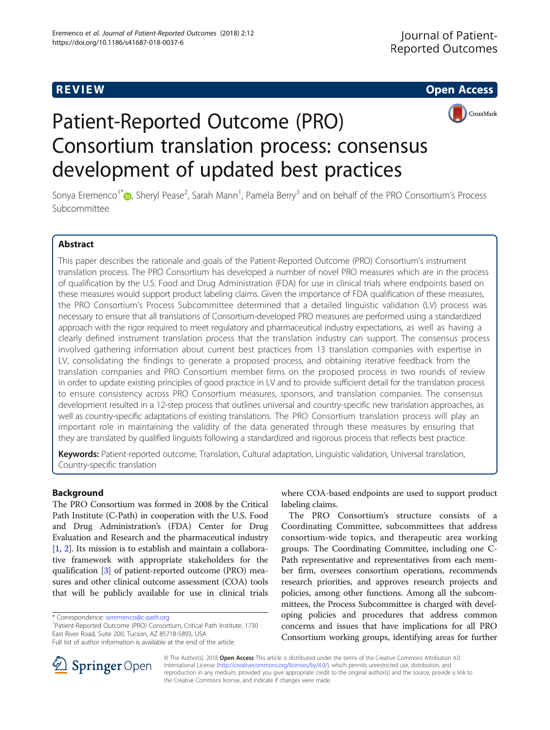REVIEW Open Access

# Patient-Reported Outcome (PRO) Consortium translation process: consensus development of updated best practices

Sonya Eremenco[1*], Sheryl Pease[2], Sarah Mann[1], Pamela Berry[3] and on behalf of the PRO Consortium's Process Subcommittee

## Abstract

This paper describes the rationale and goals of the Patient-Reported Outcome (PRO) Consortium's instrument translation process. The PRO Consortium has developed a number of novel PRO measures which are in the process of qualification by the U.S. Food and Drug Administration (FDA) for use in clinical trials where endpoints based on these measures would support product labeling claims. Given the importance of FDA qualification of these measures, the PRO Consortium's Process Subcommittee determined that a detailed linguistic validation (LV) process was necessary to ensure that all translations of Consortium-developed PRO measures are performed using a standardized approach with the rigor required to meet regulatory and pharmaceutical industry expectations, as well as having a clearly defined instrument translation process that the translation industry can support. The consensus process involved gathering information about current best practices from 13 translation companies with expertise in LV, consolidating the findings to generate a proposed process, and obtaining iterative feedback from the translation companies and PRO Consortium member firms on the proposed process in two rounds of review in order to update existing principles of good practice in LV and to provide sufficient detail for the translation process to ensure consistency across PRO Consortium measures, sponsors, and translation companies. The consensus development resulted in a 12-step process that outlines universal and country-specific new translation approaches, as well as country-specific adaptations of existing translations. The PRO Consortium translation process will play an important role in maintaining the validity of the data generated through these measures by ensuring that they are translated by qualified linguists following a standardized and rigorous process that reflects best practice.

**Keywords:** Patient-reported outcome, Translation, Cultural adaptation, Linguistic validation, Universal translation, Country-specific translation

## Background

The PRO Consortium was formed in 2008 by the Critical Path Institute (C-Path) in cooperation with the U.S. Food and Drug Administration's (FDA) Center for Drug Evaluation and Research and the pharmaceutical industry [1, 2]. Its mission is to establish and maintain a collaborative framework with appropriate stakeholders for the qualification [3] of patient-reported outcome (PRO) measures and other clinical outcome assessment (COA) tools that will be publicly available for use in clinical trials where COA-based endpoints are used to support product labeling claims.

The PRO Consortium's structure consists of a Coordinating Committee, subcommittees that address consortium-wide topics, and therapeutic area working groups. The Coordinating Committee, including one C-Path representative and representatives from each member firm, oversees consortium operations, recommends research priorities, and approves research projects and policies, among other functions. Among all the subcommittees, the Process Subcommittee is charged with developing policies and procedures that address common concerns and issues that have implications for all PRO Consortium working groups, identifying areas for further

\* Correspondence: seremenco@c-path.org
[1]Patient-Reported Outcome (PRO) Consortium, Critical Path Institute, 1730 East River Road, Suite 200, Tucson, AZ 85718-5893, USA
Full list of author information is available at the end of the article

© The Author(s). 2018 **Open Access** This article is distributed under the terms of the Creative Commons Attribution 4.0 International License (http://creativecommons.org/licenses/by/4.0/), which permits unrestricted use, distribution, and reproduction in any medium, provided you give appropriate credit to the original author(s) and the source, provide a link to the Creative Commons license, and indicate if changes were made.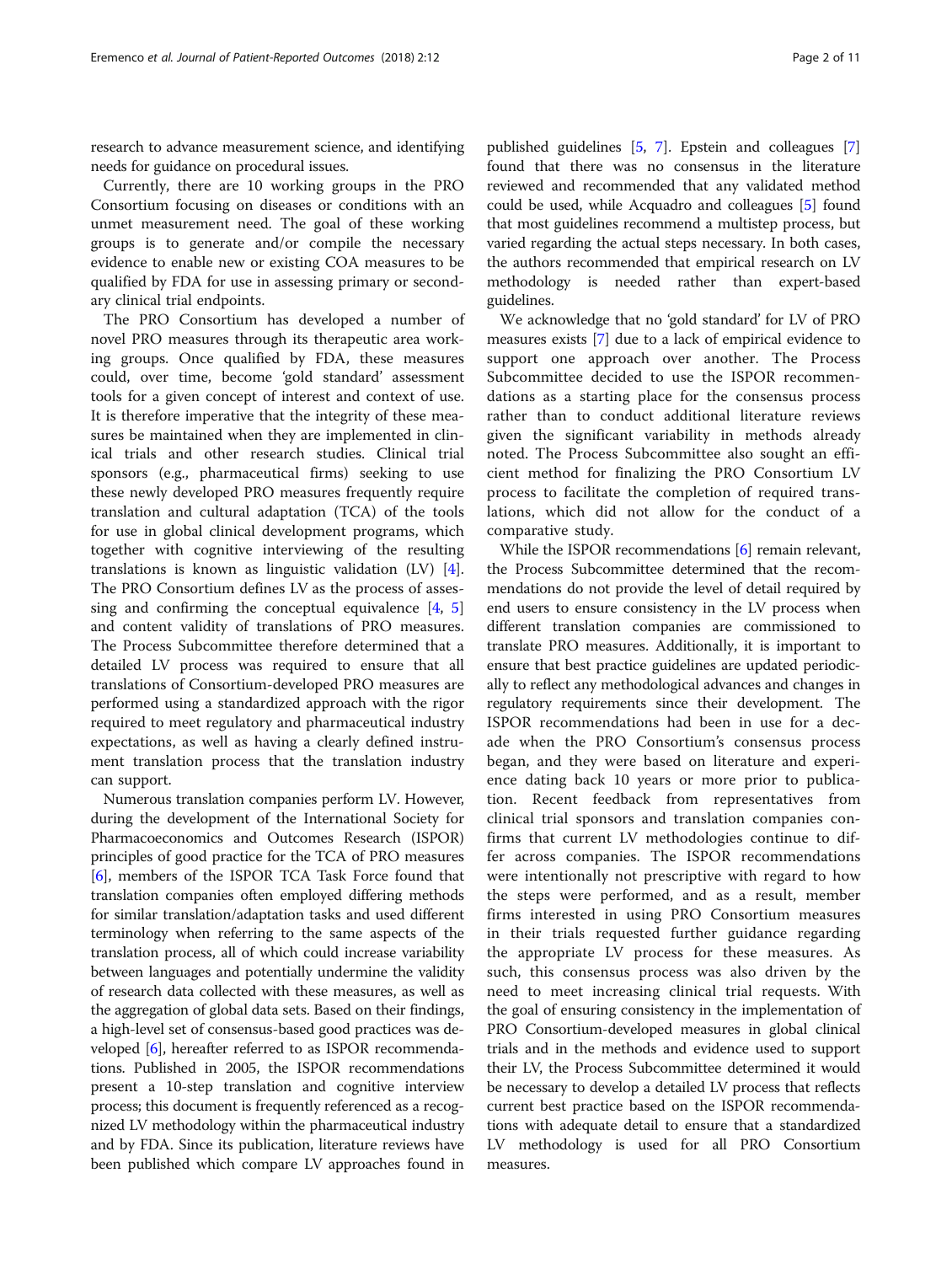research to advance measurement science, and identifying needs for guidance on procedural issues.

Currently, there are 10 working groups in the PRO Consortium focusing on diseases or conditions with an unmet measurement need. The goal of these working groups is to generate and/or compile the necessary evidence to enable new or existing COA measures to be qualified by FDA for use in assessing primary or secondary clinical trial endpoints.

The PRO Consortium has developed a number of novel PRO measures through its therapeutic area working groups. Once qualified by FDA, these measures could, over time, become 'gold standard' assessment tools for a given concept of interest and context of use. It is therefore imperative that the integrity of these measures be maintained when they are implemented in clinical trials and other research studies. Clinical trial sponsors (e.g., pharmaceutical firms) seeking to use these newly developed PRO measures frequently require translation and cultural adaptation (TCA) of the tools for use in global clinical development programs, which together with cognitive interviewing of the resulting translations is known as linguistic validation (LV) [4]. The PRO Consortium defines LV as the process of assessing and confirming the conceptual equivalence [4, 5] and content validity of translations of PRO measures. The Process Subcommittee therefore determined that a detailed LV process was required to ensure that all translations of Consortium-developed PRO measures are performed using a standardized approach with the rigor required to meet regulatory and pharmaceutical industry expectations, as well as having a clearly defined instrument translation process that the translation industry can support.

Numerous translation companies perform LV. However, during the development of the International Society for Pharmacoeconomics and Outcomes Research (ISPOR) principles of good practice for the TCA of PRO measures [6], members of the ISPOR TCA Task Force found that translation companies often employed differing methods for similar translation/adaptation tasks and used different terminology when referring to the same aspects of the translation process, all of which could increase variability between languages and potentially undermine the validity of research data collected with these measures, as well as the aggregation of global data sets. Based on their findings, a high-level set of consensus-based good practices was developed [6], hereafter referred to as ISPOR recommendations. Published in 2005, the ISPOR recommendations present a 10-step translation and cognitive interview process; this document is frequently referenced as a recognized LV methodology within the pharmaceutical industry and by FDA. Since its publication, literature reviews have been published which compare LV approaches found in published guidelines [5, 7]. Epstein and colleagues [7] found that there was no consensus in the literature reviewed and recommended that any validated method could be used, while Acquadro and colleagues [5] found that most guidelines recommend a multistep process, but varied regarding the actual steps necessary. In both cases, the authors recommended that empirical research on LV methodology is needed rather than expert-based guidelines.

We acknowledge that no 'gold standard' for LV of PRO measures exists [7] due to a lack of empirical evidence to support one approach over another. The Process Subcommittee decided to use the ISPOR recommendations as a starting place for the consensus process rather than to conduct additional literature reviews given the significant variability in methods already noted. The Process Subcommittee also sought an efficient method for finalizing the PRO Consortium LV process to facilitate the completion of required translations, which did not allow for the conduct of a comparative study.

While the ISPOR recommendations [6] remain relevant, the Process Subcommittee determined that the recommendations do not provide the level of detail required by end users to ensure consistency in the LV process when different translation companies are commissioned to translate PRO measures. Additionally, it is important to ensure that best practice guidelines are updated periodically to reflect any methodological advances and changes in regulatory requirements since their development. The ISPOR recommendations had been in use for a decade when the PRO Consortium's consensus process began, and they were based on literature and experience dating back 10 years or more prior to publication. Recent feedback from representatives from clinical trial sponsors and translation companies confirms that current LV methodologies continue to differ across companies. The ISPOR recommendations were intentionally not prescriptive with regard to how the steps were performed, and as a result, member firms interested in using PRO Consortium measures in their trials requested further guidance regarding the appropriate LV process for these measures. As such, this consensus process was also driven by the need to meet increasing clinical trial requests. With the goal of ensuring consistency in the implementation of PRO Consortium-developed measures in global clinical trials and in the methods and evidence used to support their LV, the Process Subcommittee determined it would be necessary to develop a detailed LV process that reflects current best practice based on the ISPOR recommendations with adequate detail to ensure that a standardized LV methodology is used for all PRO Consortium measures.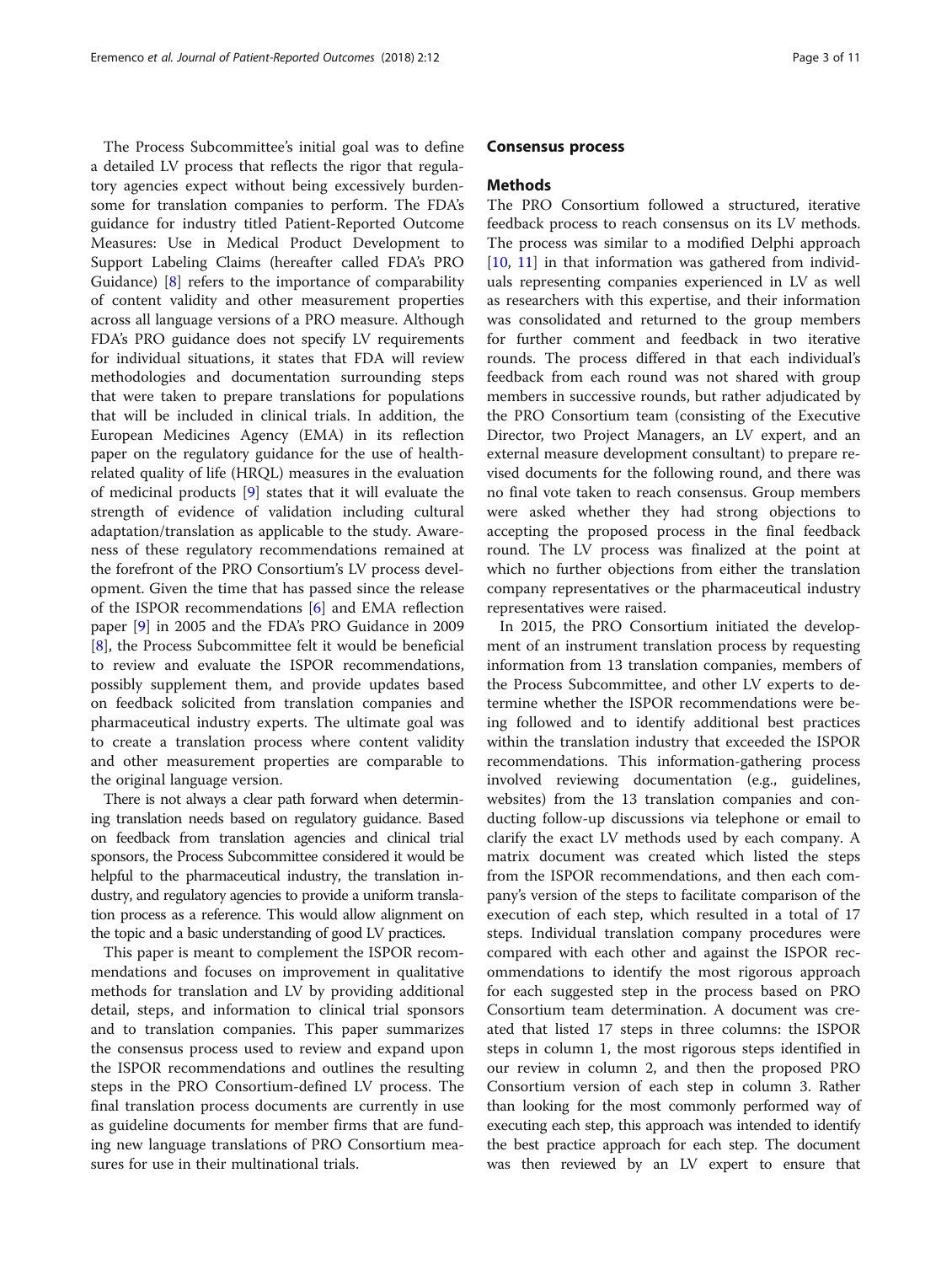The Process Subcommittee's initial goal was to define a detailed LV process that reflects the rigor that regulatory agencies expect without being excessively burdensome for translation companies to perform. The FDA's guidance for industry titled Patient-Reported Outcome Measures: Use in Medical Product Development to Support Labeling Claims (hereafter called FDA's PRO Guidance) [8] refers to the importance of comparability of content validity and other measurement properties across all language versions of a PRO measure. Although FDA's PRO guidance does not specify LV requirements for individual situations, it states that FDA will review methodologies and documentation surrounding steps that were taken to prepare translations for populations that will be included in clinical trials. In addition, the European Medicines Agency (EMA) in its reflection paper on the regulatory guidance for the use of health-related quality of life (HRQL) measures in the evaluation of medicinal products [9] states that it will evaluate the strength of evidence of validation including cultural adaptation/translation as applicable to the study. Awareness of these regulatory recommendations remained at the forefront of the PRO Consortium's LV process development. Given the time that has passed since the release of the ISPOR recommendations [6] and EMA reflection paper [9] in 2005 and the FDA's PRO Guidance in 2009 [8], the Process Subcommittee felt it would be beneficial to review and evaluate the ISPOR recommendations, possibly supplement them, and provide updates based on feedback solicited from translation companies and pharmaceutical industry experts. The ultimate goal was to create a translation process where content validity and other measurement properties are comparable to the original language version.

There is not always a clear path forward when determining translation needs based on regulatory guidance. Based on feedback from translation agencies and clinical trial sponsors, the Process Subcommittee considered it would be helpful to the pharmaceutical industry, the translation industry, and regulatory agencies to provide a uniform translation process as a reference. This would allow alignment on the topic and a basic understanding of good LV practices.

This paper is meant to complement the ISPOR recommendations and focuses on improvement in qualitative methods for translation and LV by providing additional detail, steps, and information to clinical trial sponsors and to translation companies. This paper summarizes the consensus process used to review and expand upon the ISPOR recommendations and outlines the resulting steps in the PRO Consortium-defined LV process. The final translation process documents are currently in use as guideline documents for member firms that are funding new language translations of PRO Consortium measures for use in their multinational trials.

## Consensus process

### Methods

The PRO Consortium followed a structured, iterative feedback process to reach consensus on its LV methods. The process was similar to a modified Delphi approach [10, 11] in that information was gathered from individuals representing companies experienced in LV as well as researchers with this expertise, and their information was consolidated and returned to the group members for further comment and feedback in two iterative rounds. The process differed in that each individual's feedback from each round was not shared with group members in successive rounds, but rather adjudicated by the PRO Consortium team (consisting of the Executive Director, two Project Managers, an LV expert, and an external measure development consultant) to prepare revised documents for the following round, and there was no final vote taken to reach consensus. Group members were asked whether they had strong objections to accepting the proposed process in the final feedback round. The LV process was finalized at the point at which no further objections from either the translation company representatives or the pharmaceutical industry representatives were raised.

In 2015, the PRO Consortium initiated the development of an instrument translation process by requesting information from 13 translation companies, members of the Process Subcommittee, and other LV experts to determine whether the ISPOR recommendations were being followed and to identify additional best practices within the translation industry that exceeded the ISPOR recommendations. This information-gathering process involved reviewing documentation (e.g., guidelines, websites) from the 13 translation companies and conducting follow-up discussions via telephone or email to clarify the exact LV methods used by each company. A matrix document was created which listed the steps from the ISPOR recommendations, and then each company's version of the steps to facilitate comparison of the execution of each step, which resulted in a total of 17 steps. Individual translation company procedures were compared with each other and against the ISPOR recommendations to identify the most rigorous approach for each suggested step in the process based on PRO Consortium team determination. A document was created that listed 17 steps in three columns: the ISPOR steps in column 1, the most rigorous steps identified in our review in column 2, and then the proposed PRO Consortium version of each step in column 3. Rather than looking for the most commonly performed way of executing each step, this approach was intended to identify the best practice approach for each step. The document was then reviewed by an LV expert to ensure that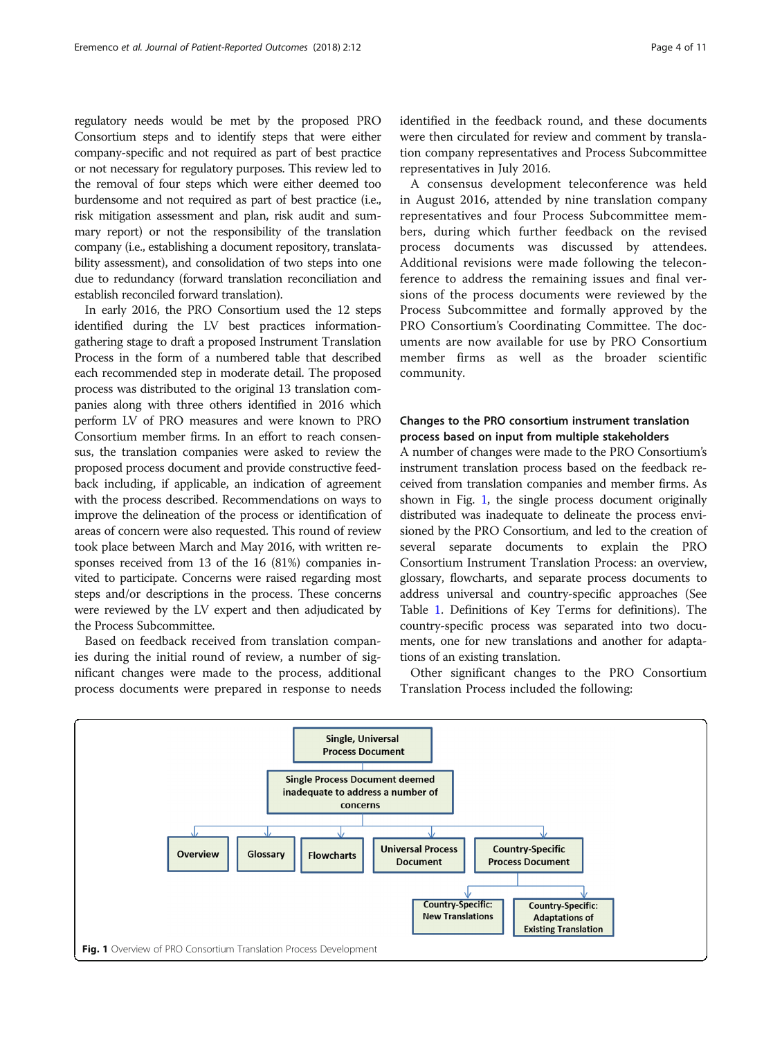regulatory needs would be met by the proposed PRO Consortium steps and to identify steps that were either company-specific and not required as part of best practice or not necessary for regulatory purposes. This review led to the removal of four steps which were either deemed too burdensome and not required as part of best practice (i.e., risk mitigation assessment and plan, risk audit and summary report) or not the responsibility of the translation company (i.e., establishing a document repository, translatability assessment), and consolidation of two steps into one due to redundancy (forward translation reconciliation and establish reconciled forward translation).

In early 2016, the PRO Consortium used the 12 steps identified during the LV best practices information-gathering stage to draft a proposed Instrument Translation Process in the form of a numbered table that described each recommended step in moderate detail. The proposed process was distributed to the original 13 translation companies along with three others identified in 2016 which perform LV of PRO measures and were known to PRO Consortium member firms. In an effort to reach consensus, the translation companies were asked to review the proposed process document and provide constructive feedback including, if applicable, an indication of agreement with the process described. Recommendations on ways to improve the delineation of the process or identification of areas of concern were also requested. This round of review took place between March and May 2016, with written responses received from 13 of the 16 (81%) companies invited to participate. Concerns were raised regarding most steps and/or descriptions in the process. These concerns were reviewed by the LV expert and then adjudicated by the Process Subcommittee.

Based on feedback received from translation companies during the initial round of review, a number of significant changes were made to the process, additional process documents were prepared in response to needs identified in the feedback round, and these documents were then circulated for review and comment by translation company representatives and Process Subcommittee representatives in July 2016.

A consensus development teleconference was held in August 2016, attended by nine translation company representatives and four Process Subcommittee members, during which further feedback on the revised process documents was discussed by attendees. Additional revisions were made following the teleconference to address the remaining issues and final versions of the process documents were reviewed by the Process Subcommittee and formally approved by the PRO Consortium's Coordinating Committee. The documents are now available for use by PRO Consortium member firms as well as the broader scientific community.

## Changes to the PRO consortium instrument translation process based on input from multiple stakeholders

A number of changes were made to the PRO Consortium's instrument translation process based on the feedback received from translation companies and member firms. As shown in Fig. 1, the single process document originally distributed was inadequate to delineate the process envisioned by the PRO Consortium, and led to the creation of several separate documents to explain the PRO Consortium Instrument Translation Process: an overview, glossary, flowcharts, and separate process documents to address universal and country-specific approaches (See Table 1. Definitions of Key Terms for definitions). The country-specific process was separated into two documents, one for new translations and another for adaptations of an existing translation.

Other significant changes to the PRO Consortium Translation Process included the following:

Single, Universal Process Document → Single Process Document deemed inadequate to address a number of concerns → Overview | Glossary | Flowcharts | Universal Process Document | Country-Specific Process Document → (Country-Specific: New Translations | Country-Specific: Adaptations of Existing Translation)

**Fig. 1** Overview of PRO Consortium Translation Process Development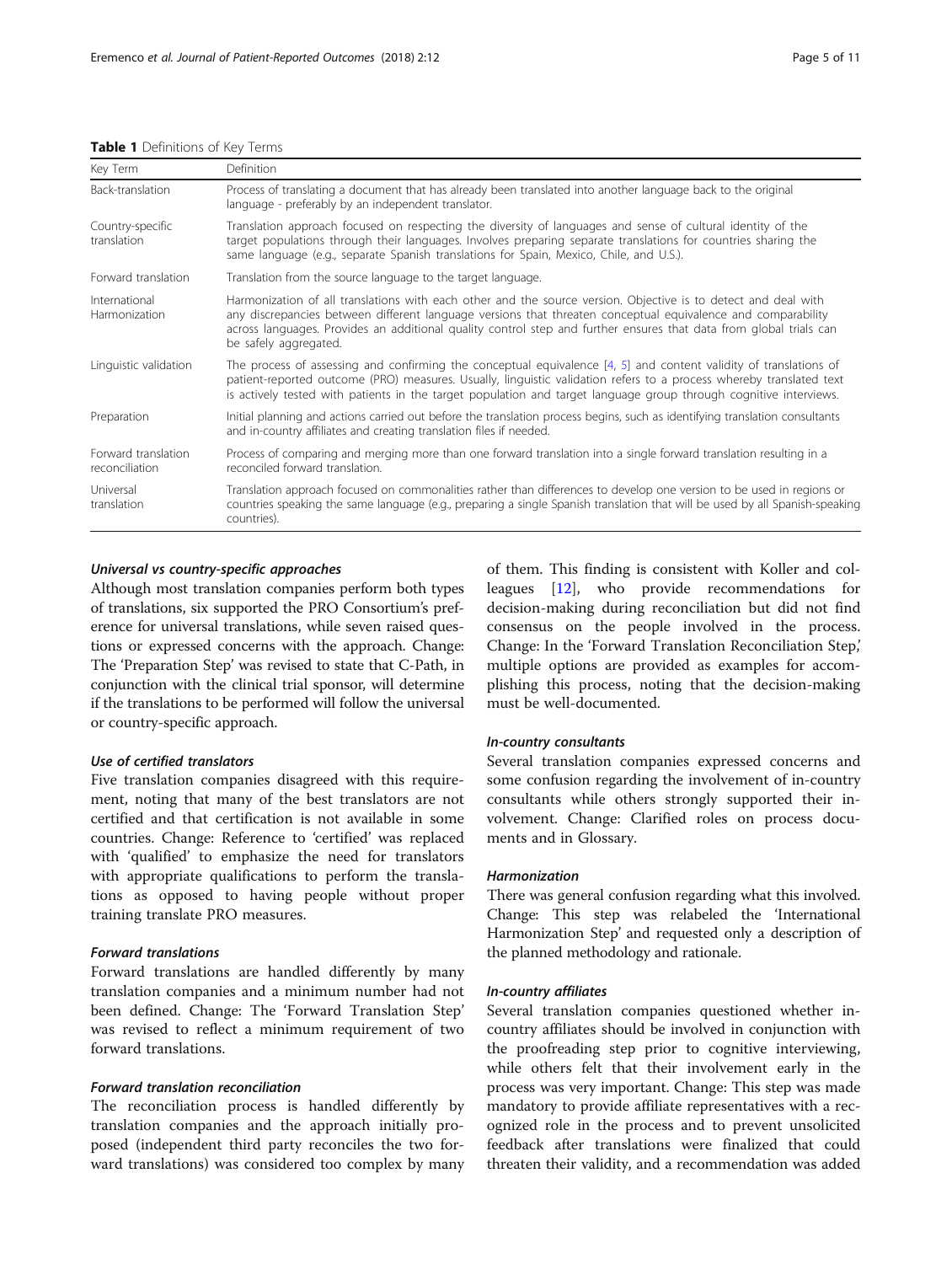**Table 1** Definitions of Key Terms

| Key Term | Definition |
| --- | --- |
| Back-translation | Process of translating a document that has already been translated into another language back to the original language - preferably by an independent translator. |
| Country-specific translation | Translation approach focused on respecting the diversity of languages and sense of cultural identity of the target populations through their languages. Involves preparing separate translations for countries sharing the same language (e.g., separate Spanish translations for Spain, Mexico, Chile, and U.S.). |
| Forward translation | Translation from the source language to the target language. |
| International Harmonization | Harmonization of all translations with each other and the source version. Objective is to detect and deal with any discrepancies between different language versions that threaten conceptual equivalence and comparability across languages. Provides an additional quality control step and further ensures that data from global trials can be safely aggregated. |
| Linguistic validation | The process of assessing and confirming the conceptual equivalence [4, 5] and content validity of translations of patient-reported outcome (PRO) measures. Usually, linguistic validation refers to a process whereby translated text is actively tested with patients in the target population and target language group through cognitive interviews. |
| Preparation | Initial planning and actions carried out before the translation process begins, such as identifying translation consultants and in-country affiliates and creating translation files if needed. |
| Forward translation reconciliation | Process of comparing and merging more than one forward translation into a single forward translation resulting in a reconciled forward translation. |
| Universal translation | Translation approach focused on commonalities rather than differences to develop one version to be used in regions or countries speaking the same language (e.g., preparing a single Spanish translation that will be used by all Spanish-speaking countries). |

#### *Universal vs country-specific approaches*

Although most translation companies perform both types of translations, six supported the PRO Consortium's preference for universal translations, while seven raised questions or expressed concerns with the approach. Change: The 'Preparation Step' was revised to state that C-Path, in conjunction with the clinical trial sponsor, will determine if the translations to be performed will follow the universal or country-specific approach.

#### *Use of certified translators*

Five translation companies disagreed with this requirement, noting that many of the best translators are not certified and that certification is not available in some countries. Change: Reference to 'certified' was replaced with 'qualified' to emphasize the need for translators with appropriate qualifications to perform the translations as opposed to having people without proper training translate PRO measures.

#### *Forward translations*

Forward translations are handled differently by many translation companies and a minimum number had not been defined. Change: The 'Forward Translation Step' was revised to reflect a minimum requirement of two forward translations.

#### *Forward translation reconciliation*

The reconciliation process is handled differently by translation companies and the approach initially proposed (independent third party reconciles the two forward translations) was considered too complex by many of them. This finding is consistent with Koller and colleagues [12], who provide recommendations for decision-making during reconciliation but did not find consensus on the people involved in the process. Change: In the 'Forward Translation Reconciliation Step,' multiple options are provided as examples for accomplishing this process, noting that the decision-making must be well-documented.

#### *In-country consultants*

Several translation companies expressed concerns and some confusion regarding the involvement of in-country consultants while others strongly supported their involvement. Change: Clarified roles on process documents and in Glossary.

#### *Harmonization*

There was general confusion regarding what this involved. Change: This step was relabeled the 'International Harmonization Step' and requested only a description of the planned methodology and rationale.

#### *In-country affiliates*

Several translation companies questioned whether in-country affiliates should be involved in conjunction with the proofreading step prior to cognitive interviewing, while others felt that their involvement early in the process was very important. Change: This step was made mandatory to provide affiliate representatives with a recognized role in the process and to prevent unsolicited feedback after translations were finalized that could threaten their validity, and a recommendation was added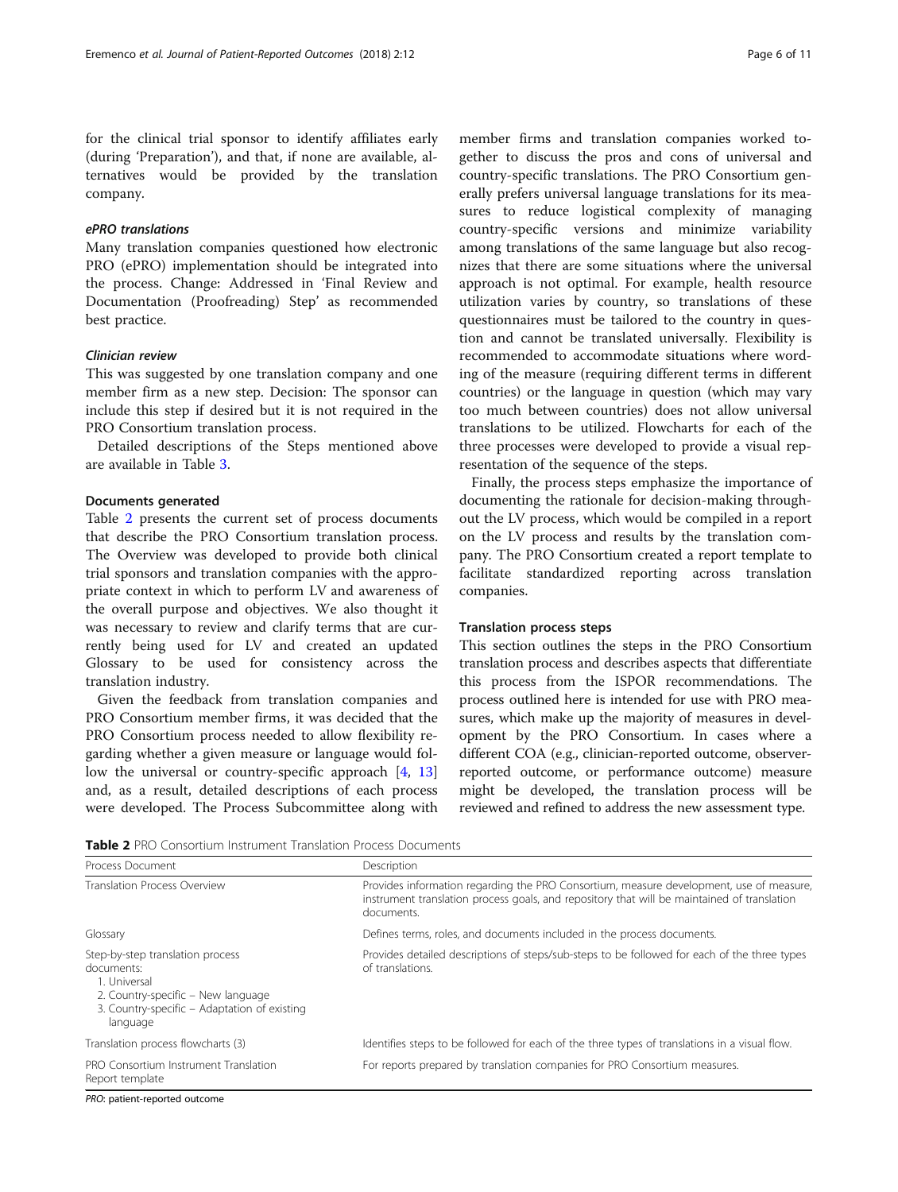for the clinical trial sponsor to identify affiliates early (during 'Preparation'), and that, if none are available, alternatives would be provided by the translation company.

#### ePRO translations

Many translation companies questioned how electronic PRO (ePRO) implementation should be integrated into the process. Change: Addressed in 'Final Review and Documentation (Proofreading) Step' as recommended best practice.

#### Clinician review

This was suggested by one translation company and one member firm as a new step. Decision: The sponsor can include this step if desired but it is not required in the PRO Consortium translation process.

Detailed descriptions of the Steps mentioned above are available in Table 3.

### Documents generated

Table 2 presents the current set of process documents that describe the PRO Consortium translation process. The Overview was developed to provide both clinical trial sponsors and translation companies with the appropriate context in which to perform LV and awareness of the overall purpose and objectives. We also thought it was necessary to review and clarify terms that are currently being used for LV and created an updated Glossary to be used for consistency across the translation industry.

Given the feedback from translation companies and PRO Consortium member firms, it was decided that the PRO Consortium process needed to allow flexibility regarding whether a given measure or language would follow the universal or country-specific approach [4, 13] and, as a result, detailed descriptions of each process were developed. The Process Subcommittee along with member firms and translation companies worked together to discuss the pros and cons of universal and country-specific translations. The PRO Consortium generally prefers universal language translations for its measures to reduce logistical complexity of managing country-specific versions and minimize variability among translations of the same language but also recognizes that there are some situations where the universal approach is not optimal. For example, health resource utilization varies by country, so translations of these questionnaires must be tailored to the country in question and cannot be translated universally. Flexibility is recommended to accommodate situations where wording of the measure (requiring different terms in different countries) or the language in question (which may vary too much between countries) does not allow universal translations to be utilized. Flowcharts for each of the three processes were developed to provide a visual representation of the sequence of the steps.

Finally, the process steps emphasize the importance of documenting the rationale for decision-making throughout the LV process, which would be compiled in a report on the LV process and results by the translation company. The PRO Consortium created a report template to facilitate standardized reporting across translation companies.

### Translation process steps

This section outlines the steps in the PRO Consortium translation process and describes aspects that differentiate this process from the ISPOR recommendations. The process outlined here is intended for use with PRO measures, which make up the majority of measures in development by the PRO Consortium. In cases where a different COA (e.g., clinician-reported outcome, observer-reported outcome, or performance outcome) measure might be developed, the translation process will be reviewed and refined to address the new assessment type.

**Table 2** PRO Consortium Instrument Translation Process Documents

| Process Document | Description |
|---|---|
| Translation Process Overview | Provides information regarding the PRO Consortium, measure development, use of measure, instrument translation process goals, and repository that will be maintained of translation documents. |
| Glossary | Defines terms, roles, and documents included in the process documents. |
| Step-by-step translation process documents:<br>1. Universal<br>2. Country-specific – New language<br>3. Country-specific – Adaptation of existing language | Provides detailed descriptions of steps/sub-steps to be followed for each of the three types of translations. |
| Translation process flowcharts (3) | Identifies steps to be followed for each of the three types of translations in a visual flow. |
| PRO Consortium Instrument Translation Report template | For reports prepared by translation companies for PRO Consortium measures. |

*PRO*: patient-reported outcome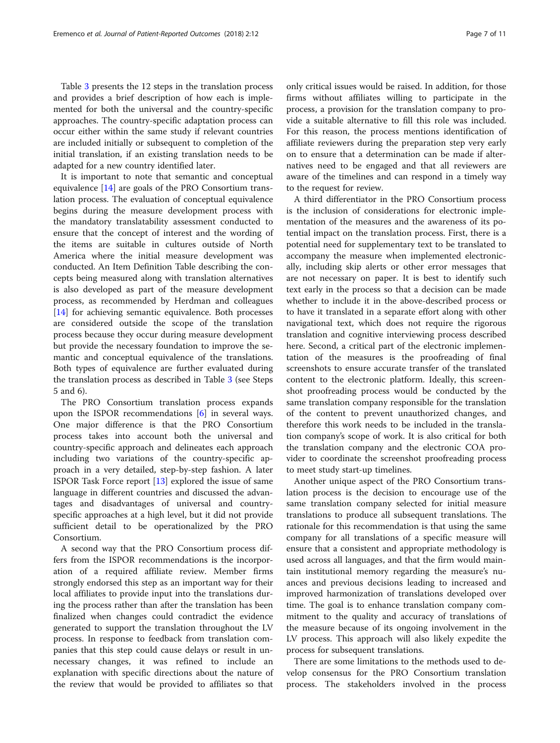Table 3 presents the 12 steps in the translation process and provides a brief description of how each is implemented for both the universal and the country-specific approaches. The country-specific adaptation process can occur either within the same study if relevant countries are included initially or subsequent to completion of the initial translation, if an existing translation needs to be adapted for a new country identified later.

It is important to note that semantic and conceptual equivalence [14] are goals of the PRO Consortium translation process. The evaluation of conceptual equivalence begins during the measure development process with the mandatory translatability assessment conducted to ensure that the concept of interest and the wording of the items are suitable in cultures outside of North America where the initial measure development was conducted. An Item Definition Table describing the concepts being measured along with translation alternatives is also developed as part of the measure development process, as recommended by Herdman and colleagues [14] for achieving semantic equivalence. Both processes are considered outside the scope of the translation process because they occur during measure development but provide the necessary foundation to improve the semantic and conceptual equivalence of the translations. Both types of equivalence are further evaluated during the translation process as described in Table 3 (see Steps 5 and 6).

The PRO Consortium translation process expands upon the ISPOR recommendations [6] in several ways. One major difference is that the PRO Consortium process takes into account both the universal and country-specific approach and delineates each approach including two variations of the country-specific approach in a very detailed, step-by-step fashion. A later ISPOR Task Force report [13] explored the issue of same language in different countries and discussed the advantages and disadvantages of universal and country-specific approaches at a high level, but it did not provide sufficient detail to be operationalized by the PRO Consortium.

A second way that the PRO Consortium process differs from the ISPOR recommendations is the incorporation of a required affiliate review. Member firms strongly endorsed this step as an important way for their local affiliates to provide input into the translations during the process rather than after the translation has been finalized when changes could contradict the evidence generated to support the translation throughout the LV process. In response to feedback from translation companies that this step could cause delays or result in unnecessary changes, it was refined to include an explanation with specific directions about the nature of the review that would be provided to affiliates so that only critical issues would be raised. In addition, for those firms without affiliates willing to participate in the process, a provision for the translation company to provide a suitable alternative to fill this role was included. For this reason, the process mentions identification of affiliate reviewers during the preparation step very early on to ensure that a determination can be made if alternatives need to be engaged and that all reviewers are aware of the timelines and can respond in a timely way to the request for review.

A third differentiator in the PRO Consortium process is the inclusion of considerations for electronic implementation of the measures and the awareness of its potential impact on the translation process. First, there is a potential need for supplementary text to be translated to accompany the measure when implemented electronically, including skip alerts or other error messages that are not necessary on paper. It is best to identify such text early in the process so that a decision can be made whether to include it in the above-described process or to have it translated in a separate effort along with other navigational text, which does not require the rigorous translation and cognitive interviewing process described here. Second, a critical part of the electronic implementation of the measures is the proofreading of final screenshots to ensure accurate transfer of the translated content to the electronic platform. Ideally, this screenshot proofreading process would be conducted by the same translation company responsible for the translation of the content to prevent unauthorized changes, and therefore this work needs to be included in the translation company's scope of work. It is also critical for both the translation company and the electronic COA provider to coordinate the screenshot proofreading process to meet study start-up timelines.

Another unique aspect of the PRO Consortium translation process is the decision to encourage use of the same translation company selected for initial measure translations to produce all subsequent translations. The rationale for this recommendation is that using the same company for all translations of a specific measure will ensure that a consistent and appropriate methodology is used across all languages, and that the firm would maintain institutional memory regarding the measure's nuances and previous decisions leading to increased and improved harmonization of translations developed over time. The goal is to enhance translation company commitment to the quality and accuracy of translations of the measure because of its ongoing involvement in the LV process. This approach will also likely expedite the process for subsequent translations.

There are some limitations to the methods used to develop consensus for the PRO Consortium translation process. The stakeholders involved in the process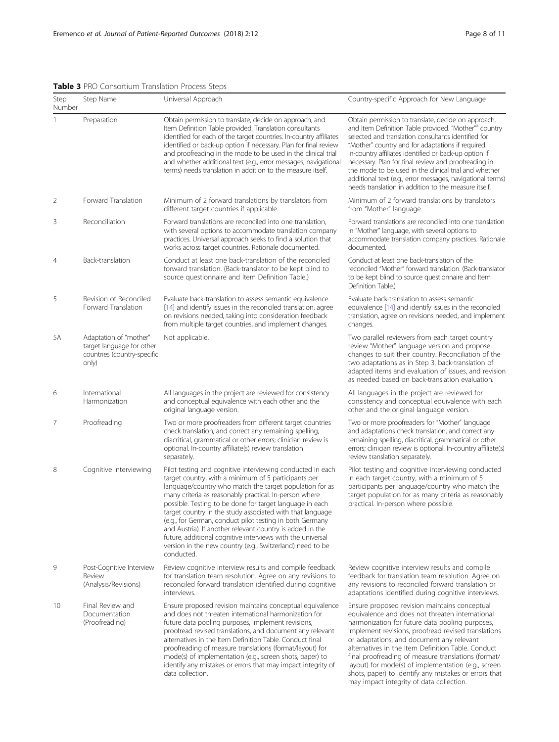**Table 3** PRO Consortium Translation Process Steps

| Step Number | Step Name | Universal Approach | Country-specific Approach for New Language |
|---|---|---|---|
| 1 | Preparation | Obtain permission to translate, decide on approach, and Item Definition Table provided. Translation consultants identified for each of the target countries. In-country affiliates identified or back-up option if necessary. Plan for final review and proofreading in the mode to be used in the clinical trial and whether additional text (e.g., error messages, navigational terms) needs translation in addition to the measure itself. | Obtain permission to translate, decide on approach, and Item Definition Table provided. "Mother"[a] country selected and translation consultants identified for "Mother" country and for adaptations if required. In-country affiliates identified or back-up option if necessary. Plan for final review and proofreading in the mode to be used in the clinical trial and whether additional text (e.g., error messages, navigational terms) needs translation in addition to the measure itself. |
| 2 | Forward Translation | Minimum of 2 forward translations by translators from different target countries if applicable. | Minimum of 2 forward translations by translators from "Mother" language. |
| 3 | Reconciliation | Forward translations are reconciled into one translation, with several options to accommodate translation company practices. Universal approach seeks to find a solution that works across target countries. Rationale documented. | Forward translations are reconciled into one translation in "Mother" language, with several options to accommodate translation company practices. Rationale documented. |
| 4 | Back-translation | Conduct at least one back-translation of the reconciled forward translation. (Back-translator to be kept blind to source questionnaire and Item Definition Table.) | Conduct at least one back-translation of the reconciled "Mother" forward translation. (Back-translator to be kept blind to source questionnaire and Item Definition Table.) |
| 5 | Revision of Reconciled Forward Translation | Evaluate back-translation to assess semantic equivalence [14] and identify issues in the reconciled translation, agree on revisions needed, taking into consideration feedback from multiple target countries, and implement changes. | Evaluate back-translation to assess semantic equivalence [14] and identify issues in the reconciled translation, agree on revisions needed, and implement changes. |
| 5A | Adaptation of "mother" target language for other countries (country-specific only) | Not applicable. | Two parallel reviewers from each target country review "Mother" language version and propose changes to suit their country. Reconciliation of the two adaptations as in Step 3, back-translation of adapted items and evaluation of issues, and revision as needed based on back-translation evaluation. |
| 6 | International Harmonization | All languages in the project are reviewed for consistency and conceptual equivalence with each other and the original language version. | All languages in the project are reviewed for consistency and conceptual equivalence with each other and the original language version. |
| 7 | Proofreading | Two or more proofreaders from different target countries check translation, and correct any remaining spelling, diacritical, grammatical or other errors; clinician review is optional. In-country affiliate(s) review translation separately. | Two or more proofreaders for "Mother" language and adaptations check translation, and correct any remaining spelling, diacritical, grammatical or other errors; clinician review is optional. In-country affiliate(s) review translation separately. |
| 8 | Cognitive Interviewing | Pilot testing and cognitive interviewing conducted in each target country, with a minimum of 5 participants per language/country who match the target population for as many criteria as reasonably practical. In-person where possible. Testing to be done for target language in each target country in the study associated with that language (e.g., for German, conduct pilot testing in both Germany and Austria). If another relevant country is added in the future, additional cognitive interviews with the universal version in the new country (e.g., Switzerland) need to be conducted. | Pilot testing and cognitive interviewing conducted in each target country, with a minimum of 5 participants per language/country who match the target population for as many criteria as reasonably practical. In-person where possible. |
| 9 | Post-Cognitive Interview Review (Analysis/Revisions) | Review cognitive interview results and compile feedback for translation team resolution. Agree on any revisions to reconciled forward translation identified during cognitive interviews. | Review cognitive interview results and compile feedback for translation team resolution. Agree on any revisions to reconciled forward translation or adaptations identified during cognitive interviews. |
| 10 | Final Review and Documentation (Proofreading) | Ensure proposed revision maintains conceptual equivalence and does not threaten international harmonization for future data pooling purposes, implement revisions, proofread revised translations, and document any relevant alternatives in the Item Definition Table. Conduct final proofreading of measure translations (format/layout) for mode(s) of implementation (e.g., screen shots, paper) to identify any mistakes or errors that may impact integrity of data collection. | Ensure proposed revision maintains conceptual equivalence and does not threaten international harmonization for future data pooling purposes, implement revisions, proofread revised translations or adaptations, and document any relevant alternatives in the Item Definition Table. Conduct final proofreading of measure translations (format/layout) for mode(s) of implementation (e.g., screen shots, paper) to identify any mistakes or errors that may impact integrity of data collection. |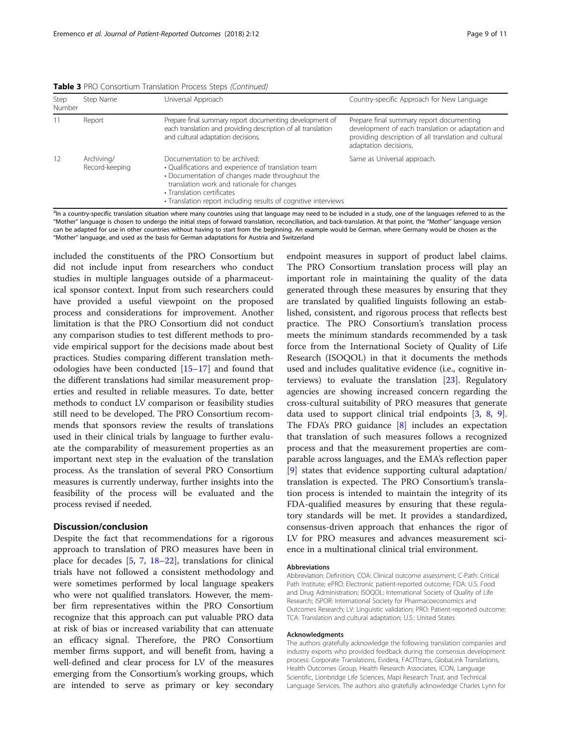**Table 3** PRO Consortium Translation Process Steps *(Continued)*

| Step Number | Step Name | Universal Approach | Country-specific Approach for New Language |
|---|---|---|---|
| 11 | Report | Prepare final summary report documenting development of each translation and providing description of all translation and cultural adaptation decisions. | Prepare final summary report documenting development of each translation or adaptation and providing description of all translation and cultural adaptation decisions. |
| 12 | Archiving/ Record-keeping | Documentation to be archived: • Qualifications and experience of translation team • Documentation of changes made throughout the translation work and rationale for changes • Translation certificates • Translation report including results of cognitive interviews | Same as Universal approach. |

[a]In a country-specific translation situation where many countries using that language may need to be included in a study, one of the languages referred to as the "Mother" language is chosen to undergo the initial steps of forward translation, reconciliation, and back-translation. At that point, the "Mother" language version can be adapted for use in other countries without having to start from the beginning. An example would be German, where Germany would be chosen as the "Mother" language, and used as the basis for German adaptations for Austria and Switzerland

included the constituents of the PRO Consortium but did not include input from researchers who conduct studies in multiple languages outside of a pharmaceutical sponsor context. Input from such researchers could have provided a useful viewpoint on the proposed process and considerations for improvement. Another limitation is that the PRO Consortium did not conduct any comparison studies to test different methods to provide empirical support for the decisions made about best practices. Studies comparing different translation methodologies have been conducted [15–17] and found that the different translations had similar measurement properties and resulted in reliable measures. To date, better methods to conduct LV comparison or feasibility studies still need to be developed. The PRO Consortium recommends that sponsors review the results of translations used in their clinical trials by language to further evaluate the comparability of measurement properties as an important next step in the evaluation of the translation process. As the translation of several PRO Consortium measures is currently underway, further insights into the feasibility of the process will be evaluated and the process revised if needed.

## Discussion/conclusion

Despite the fact that recommendations for a rigorous approach to translation of PRO measures have been in place for decades [5, 7, 18–22], translations for clinical trials have not followed a consistent methodology and were sometimes performed by local language speakers who were not qualified translators. However, the member firm representatives within the PRO Consortium recognize that this approach can put valuable PRO data at risk of bias or increased variability that can attenuate an efficacy signal. Therefore, the PRO Consortium member firms support, and will benefit from, having a well-defined and clear process for LV of the measures emerging from the Consortium's working groups, which are intended to serve as primary or key secondary endpoint measures in support of product label claims. The PRO Consortium translation process will play an important role in maintaining the quality of the data generated through these measures by ensuring that they are translated by qualified linguists following an established, consistent, and rigorous process that reflects best practice. The PRO Consortium's translation process meets the minimum standards recommended by a task force from the International Society of Quality of Life Research (ISOQOL) in that it documents the methods used and includes qualitative evidence (i.e., cognitive interviews) to evaluate the translation [23]. Regulatory agencies are showing increased concern regarding the cross-cultural suitability of PRO measures that generate data used to support clinical trial endpoints [3, 8, 9]. The FDA's PRO guidance [8] includes an expectation that translation of such measures follows a recognized process and that the measurement properties are comparable across languages, and the EMA's reflection paper [9] states that evidence supporting cultural adaptation/translation is expected. The PRO Consortium's translation process is intended to maintain the integrity of its FDA-qualified measures by ensuring that these regulatory standards will be met. It provides a standardized, consensus-driven approach that enhances the rigor of LV for PRO measures and advances measurement science in a multinational clinical trial environment.

#### Abbreviations

Abbreviation: Definition; COA: Clinical outcome assessment; C-Path: Critical Path Institute; ePRO: Electronic patient-reported outcome; FDA: U.S. Food and Drug Administration; ISOQOL: International Society of Quality of Life Research; ISPOR: International Society for Pharmacoeconomics and Outcomes Research; LV: Linguistic validation; PRO: Patient-reported outcome; TCA: Translation and cultural adaptation; U.S.: United States

#### Acknowledgments

The authors gratefully acknowledge the following translation companies and industry experts who provided feedback during the consensus development process: Corporate Translations, Evidera, FACITtrans, GlobaLink Translations, Health Outcomes Group, Health Research Associates, ICON, Language Scientific, Lionbridge Life Sciences, Mapi Research Trust, and Technical Language Services. The authors also gratefully acknowledge Charles Lynn for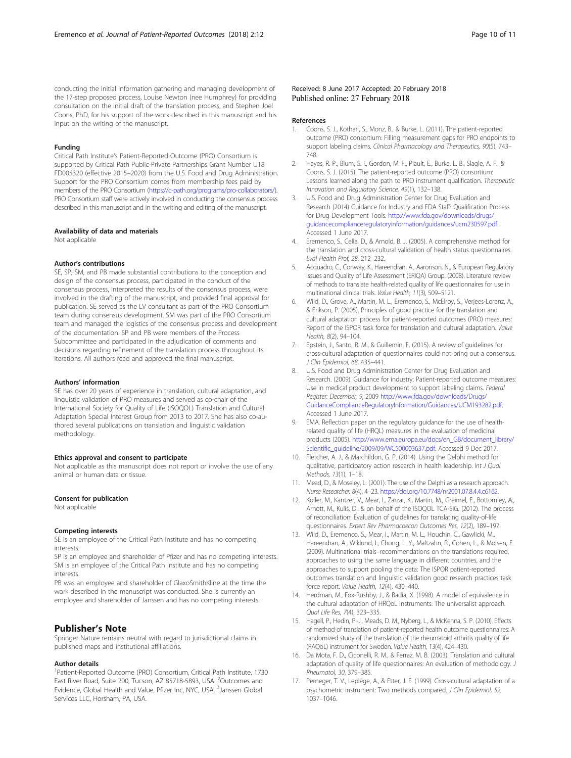conducting the initial information gathering and managing development of the 17-step proposed process, Louise Newton (nee Humphrey) for providing consultation on the initial draft of the translation process, and Stephen Joel Coons, PhD, for his support of the work described in this manuscript and his input on the writing of the manuscript.

### Funding

Critical Path Institute's Patient-Reported Outcome (PRO) Consortium is supported by Critical Path Public-Private Partnerships Grant Number U18 FD005320 (effective 2015–2020) from the U.S. Food and Drug Administration. Support for the PRO Consortium comes from membership fees paid by members of the PRO Consortium (https://c-path.org/programs/pro-collaborators/). PRO Consortium staff were actively involved in conducting the consensus process described in this manuscript and in the writing and editing of the manuscript.

### Availability of data and materials

Not applicable

### Author's contributions

SE, SP, SM, and PB made substantial contributions to the conception and design of the consensus process, participated in the conduct of the consensus process, interpreted the results of the consensus process, were involved in the drafting of the manuscript, and provided final approval for publication. SE served as the LV consultant as part of the PRO Consortium team during consensus development. SM was part of the PRO Consortium team and managed the logistics of the consensus process and development of the documentation. SP and PB were members of the Process Subcommittee and participated in the adjudication of comments and decisions regarding refinement of the translation process throughout its iterations. All authors read and approved the final manuscript.

### Authors' information

SE has over 20 years of experience in translation, cultural adaptation, and linguistic validation of PRO measures and served as co-chair of the International Society for Quality of Life (ISOQOL) Translation and Cultural Adaptation Special Interest Group from 2013 to 2017. She has also co-authored several publications on translation and linguistic validation methodology.

### Ethics approval and consent to participate

Not applicable as this manuscript does not report or involve the use of any animal or human data or tissue.

### Consent for publication

Not applicable

### Competing interests

SE is an employee of the Critical Path Institute and has no competing interests.

SP is an employee and shareholder of Pfizer and has no competing interests.

SM is an employee of the Critical Path Institute and has no competing interests.

PB was an employee and shareholder of GlaxoSmithKline at the time the work described in the manuscript was conducted. She is currently an employee and shareholder of Janssen and has no competing interests.

## Publisher's Note

Springer Nature remains neutral with regard to jurisdictional claims in published maps and institutional affiliations.

### Author details

[1]Patient-Reported Outcome (PRO) Consortium, Critical Path Institute, 1730 East River Road, Suite 200, Tucson, AZ 85718-5893, USA. [2]Outcomes and Evidence, Global Health and Value, Pfizer Inc, NYC, USA. [3]Janssen Global Services LLC, Horsham, PA, USA.

Received: 8 June 2017 Accepted: 20 February 2018
Published online: 27 February 2018

### References

1. Coons, S. J., Kothari, S., Monz, B., & Burke, L. (2011). The patient-reported outcome (PRO) consortium: Filling measurement gaps for PRO endpoints to support labeling claims. *Clinical Pharmacology and Therapeutics, 90*(5), 743–748.
2. Hayes, R. P., Blum, S. I., Gordon, M. F., Piault, E., Burke, L. B., Slagle, A. F., & Coons, S. J. (2015). The patient-reported outcome (PRO) consortium: Lessons learned along the path to PRO instrument qualification. *Therapeutic Innovation and Regulatory Science, 49*(1), 132–138.
3. U.S. Food and Drug Administration Center for Drug Evaluation and Research (2014) Guidance for Industry and FDA Staff: Qualification Process for Drug Development Tools. http://www.fda.gov/downloads/drugs/guidancecomplianceregulatoryinformation/guidances/ucm230597.pdf. Accessed 1 June 2017.
4. Eremenco, S., Cella, D., & Arnold, B. J. (2005). A comprehensive method for the translation and cross-cultural validation of health status questionnaires. *Eval Health Prof, 28*, 212–232.
5. Acquadro, C., Conway, K., Hareendran, A., Aaronson, N., & European Regulatory Issues and Quality of Life Assessment (ERIQA) Group. (2008). Literature review of methods to translate health-related quality of life questionnaires for use in multinational clinical trials. *Value Health, 11*(3), 509–5121.
6. Wild, D., Grove, A., Martin, M. L., Eremenco, S., McElroy, S., Verjees-Lorenz, A., & Erikson, P. (2005). Principles of good practice for the translation and cultural adaptation process for patient-reported outcomes (PRO) measures: Report of the ISPOR task force for translation and cultural adaptation. *Value Health, 8*(2), 94–104.
7. Epstein, J., Santo, R. M., & Guillemin, F. (2015). A review of guidelines for cross-cultural adaptation of questionnaires could not bring out a consensus. *J Clin Epidemiol, 68*, 435–441.
8. U.S. Food and Drug Administration Center for Drug Evaluation and Research. (2009). Guidance for industry: Patient-reported outcome measures: Use in medical product development to support labeling claims. *Federal Register: December, 9*, 2009 http://www.fda.gov/downloads/Drugs/GuidanceComplianceRegulatoryInformation/Guidances/UCM193282.pdf. Accessed 1 June 2017.
9. EMA. Reflection paper on the regulatory guidance for the use of health-related quality of life (HRQL) measures in the evaluation of medicinal products (2005). http://www.ema.europa.eu/docs/en_GB/document_library/Scientific_guideline/2009/09/WC500003637.pdf. Accessed 9 Dec 2017.
10. Fletcher, A. J., & Marchildon, G. P. (2014). Using the Delphi method for qualitative, participatory action research in health leadership. *Int J Qual Methods, 13*(1), 1–18.
11. Mead, D., & Moseley, L. (2001). The use of the Delphi as a research approach. *Nurse Researcher, 8*(4), 4–23. https://doi.org/10.7748/nr2001.07.8.4.4.c6162.
12. Koller, M., Kantzer, V., Mear, I., Zarzar, K., Martin, M., Greimel, E., Bottomley, A., Arnott, M., Kuliś, D., & on behalf of the ISOQOL TCA-SIG. (2012). The process of reconciliation: Evaluation of guidelines for translating quality-of-life questionnaires. *Expert Rev Pharmacoecon Outcomes Res, 12*(2), 189–197.
13. Wild, D., Eremenco, S., Mear, I., Martin, M. L., Houchin, C., Gawlicki, M., Hareendran, A., Wiklund, I., Chong, L. Y., Maltzahn, R., Cohen, L., & Molsen, E. (2009). Multinational trials–recommendations on the translations required, approaches to using the same language in different countries, and the approaches to support pooling the data: The ISPOR patient-reported outcomes translation and linguistic validation good research practices task force report. *Value Health, 12*(4), 430–440.
14. Herdman, M., Fox-Rushby, J., & Badia, X. (1998). A model of equivalence in the cultural adaptation of HRQoL instruments: The universalist approach. *Qual Life Res, 7*(4), 323–335.
15. Hagell, P., Hedin, P.-J., Meads, D. M., Nyberg, L., & McKenna, S. P. (2010). Effects of method of translation of patient-reported health outcome questionnaires: A randomized study of the translation of the rheumatoid arthritis quality of life (RAQoL) instrument for Sweden. *Value Health, 13*(4), 424–430.
16. Da Mota, F. D., Ciconelli, R. M., & Ferraz, M. B. (2003). Translation and cultural adaptation of quality of life questionnaires: An evaluation of methodology. *J Rheumatol, 30*, 379–385.
17. Perneger, T. V., Leplège, A., & Etter, J. F. (1999). Cross-cultural adaptation of a psychometric instrument: Two methods compared. *J Clin Epidemiol, 52*, 1037–1046.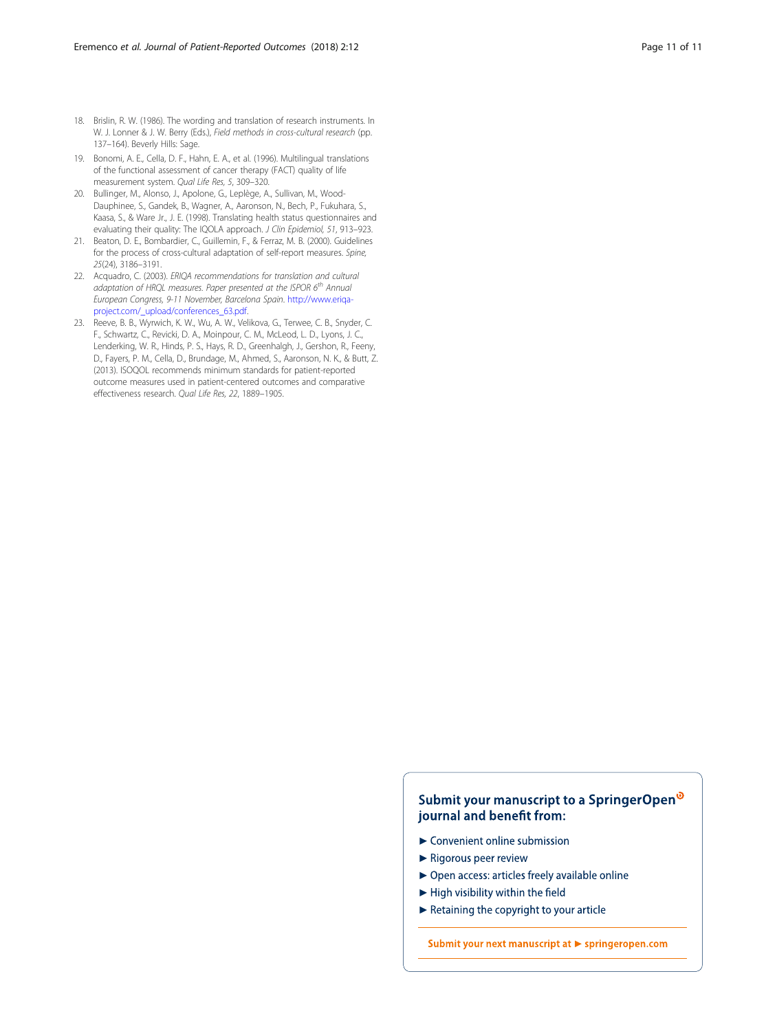18. Brislin, R. W. (1986). The wording and translation of research instruments. In W. J. Lonner & J. W. Berry (Eds.), *Field methods in cross-cultural research* (pp. 137–164). Beverly Hills: Sage.
19. Bonomi, A. E., Cella, D. F., Hahn, E. A., et al. (1996). Multilingual translations of the functional assessment of cancer therapy (FACT) quality of life measurement system. *Qual Life Res, 5*, 309–320.
20. Bullinger, M., Alonso, J., Apolone, G., Leplège, A., Sullivan, M., Wood-Dauphinee, S., Gandek, B., Wagner, A., Aaronson, N., Bech, P., Fukuhara, S., Kaasa, S., & Ware Jr., J. E. (1998). Translating health status questionnaires and evaluating their quality: The IQOLA approach. *J Clin Epidemiol, 51*, 913–923.
21. Beaton, D. E., Bombardier, C., Guillemin, F., & Ferraz, M. B. (2000). Guidelines for the process of cross-cultural adaptation of self-report measures. *Spine, 25*(24), 3186–3191.
22. Acquadro, C. (2003). *ERIQA recommendations for translation and cultural adaptation of HRQL measures. Paper presented at the ISPOR 6th Annual European Congress, 9-11 November, Barcelona Spain*. http://www.eriqa-project.com/_upload/conferences_63.pdf.
23. Reeve, B. B., Wyrwich, K. W., Wu, A. W., Velikova, G., Terwee, C. B., Snyder, C. F., Schwartz, C., Revicki, D. A., Moinpour, C. M., McLeod, L. D., Lyons, J. C., Lenderking, W. R., Hinds, P. S., Hays, R. D., Greenhalgh, J., Gershon, R., Feeny, D., Fayers, P. M., Cella, D., Brundage, M., Ahmed, S., Aaronson, N. K., & Butt, Z. (2013). ISOQOL recommends minimum standards for patient-reported outcome measures used in patient-centered outcomes and comparative effectiveness research. *Qual Life Res, 22*, 1889–1905.

**Submit your manuscript to a SpringerOpen journal and benefit from:**

- ► Convenient online submission
- ► Rigorous peer review
- ► Open access: articles freely available online
- ► High visibility within the field
- ► Retaining the copyright to your article

**Submit your next manuscript at ► springeropen.com**